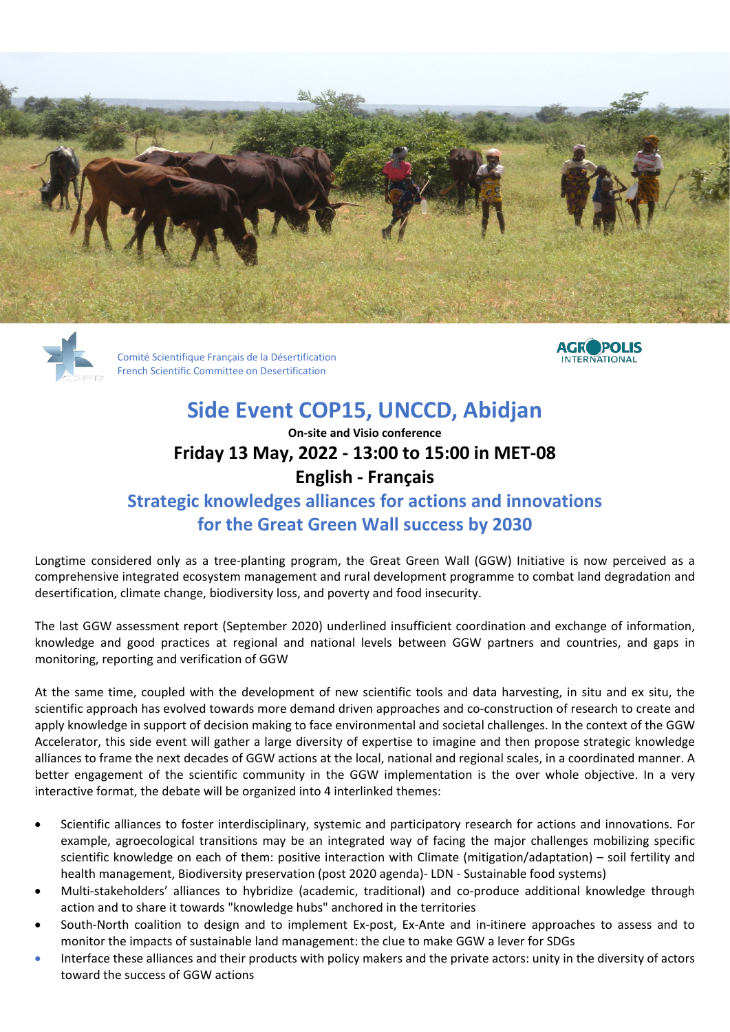Comité Scientifique Français de la Désertification
French Scientific Committee on Desertification

AGROPOLIS INTERNATIONAL

# Side Event COP15, UNCCD, Abidjan

**On-site and Visio conference**

**Friday 13 May, 2022 - 13:00 to 15:00 in MET-08**

**English - Français**

## Strategic knowledges alliances for actions and innovations for the Great Green Wall success by 2030

Longtime considered only as a tree-planting program, the Great Green Wall (GGW) Initiative is now perceived as a comprehensive integrated ecosystem management and rural development programme to combat land degradation and desertification, climate change, biodiversity loss, and poverty and food insecurity.

The last GGW assessment report (September 2020) underlined insufficient coordination and exchange of information, knowledge and good practices at regional and national levels between GGW partners and countries, and gaps in monitoring, reporting and verification of GGW

At the same time, coupled with the development of new scientific tools and data harvesting, in situ and ex situ, the scientific approach has evolved towards more demand driven approaches and co-construction of research to create and apply knowledge in support of decision making to face environmental and societal challenges. In the context of the GGW Accelerator, this side event will gather a large diversity of expertise to imagine and then propose strategic knowledge alliances to frame the next decades of GGW actions at the local, national and regional scales, in a coordinated manner. A better engagement of the scientific community in the GGW implementation is the over whole objective. In a very interactive format, the debate will be organized into 4 interlinked themes:

- Scientific alliances to foster interdisciplinary, systemic and participatory research for actions and innovations. For example, agroecological transitions may be an integrated way of facing the major challenges mobilizing specific scientific knowledge on each of them: positive interaction with Climate (mitigation/adaptation) – soil fertility and health management, Biodiversity preservation (post 2020 agenda)- LDN - Sustainable food systems)
- Multi-stakeholders' alliances to hybridize (academic, traditional) and co-produce additional knowledge through action and to share it towards "knowledge hubs" anchored in the territories
- South-North coalition to design and to implement Ex-post, Ex-Ante and in-itinere approaches to assess and to monitor the impacts of sustainable land management: the clue to make GGW a lever for SDGs
- Interface these alliances and their products with policy makers and the private actors: unity in the diversity of actors toward the success of GGW actions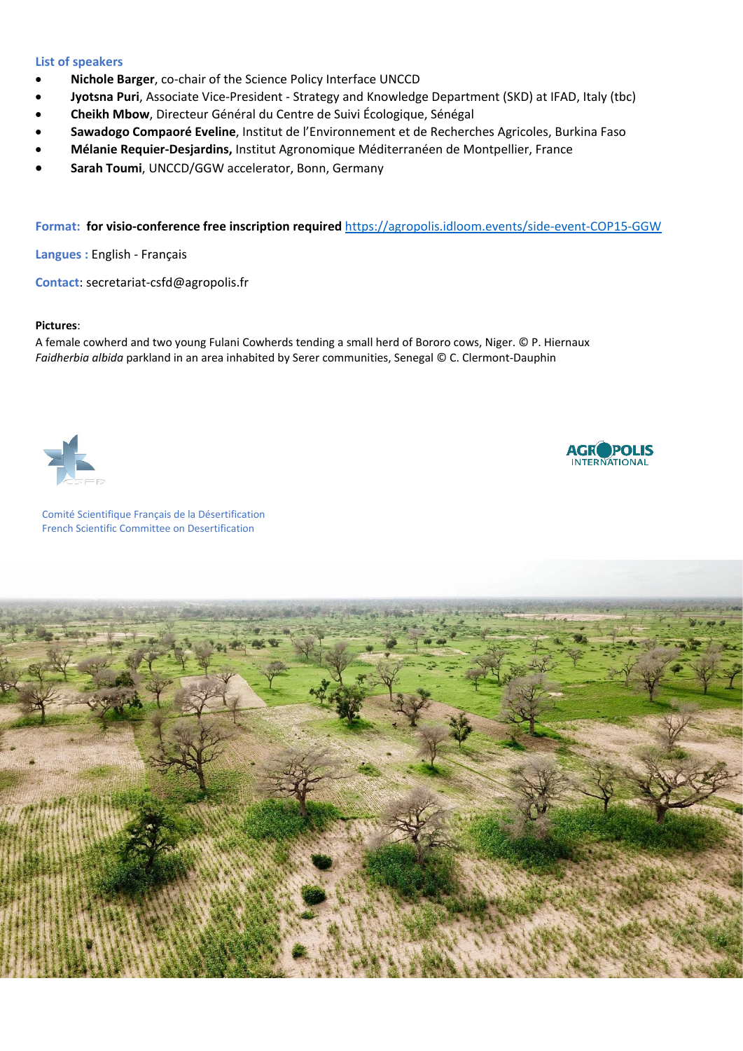### List of speakers

- **Nichole Barger**, co-chair of the Science Policy Interface UNCCD
- **Jyotsna Puri**, Associate Vice-President - Strategy and Knowledge Department (SKD) at IFAD, Italy (tbc)
- **Cheikh Mbow**, Directeur Général du Centre de Suivi Écologique, Sénégal
- **Sawadogo Compaoré Eveline**, Institut de l'Environnement et de Recherches Agricoles, Burkina Faso
- **Mélanie Requier-Desjardins,** Institut Agronomique Méditerranéen de Montpellier, France
- **Sarah Toumi**, UNCCD/GGW accelerator, Bonn, Germany

**Format:** **for visio-conference free inscription required** https://agropolis.idloom.events/side-event-COP15-GGW

**Langues :** English - Français

**Contact**: secretariat-csfd@agropolis.fr

**Pictures**:
A female cowherd and two young Fulani Cowherds tending a small herd of Bororo cows, Niger. © P. Hiernaux
*Faidherbia albida* parkland in an area inhabited by Serer communities, Senegal © C. Clermont-Dauphin

Comité Scientifique Français de la Désertification
French Scientific Committee on Desertification